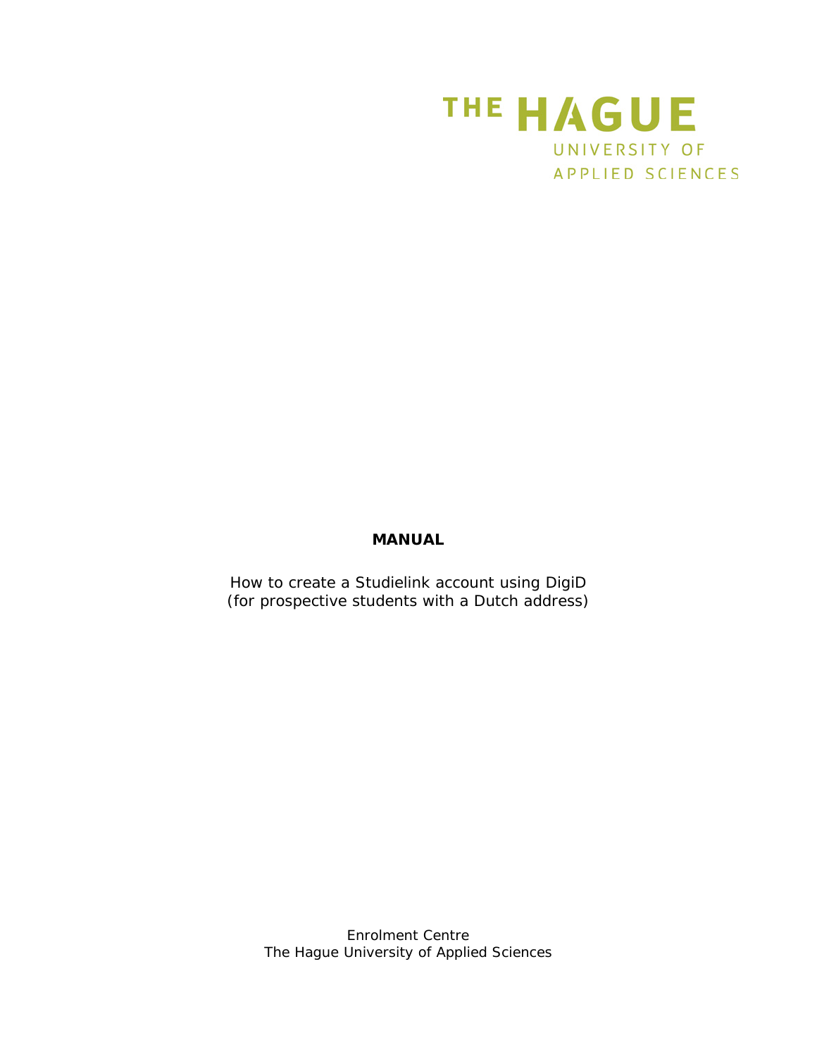THE HAGUE
UNIVERSITY OF
APPLIED SCIENCES

**MANUAL**

How to create a Studielink account using DigiD
(for prospective students with a Dutch address)

Enrolment Centre
The Hague University of Applied Sciences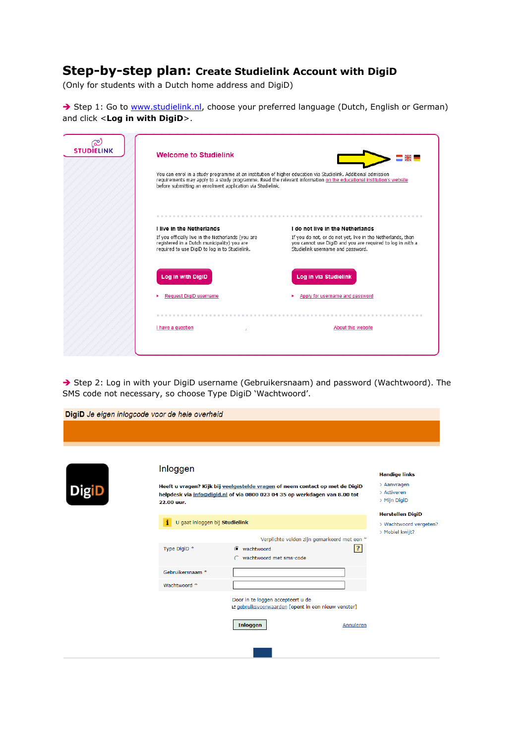# Step-by-step plan: Create Studielink Account with DigiD

(Only for students with a Dutch home address and DigiD)

➔ Step 1: Go to [www.studielink.nl](http://www.studielink.nl), choose your preferred language (Dutch, English or German) and click <**Log in with DigiD**>.

STUDIELINK

**Welcome to Studielink**

You can enrol in a study programme at an institution of higher education via Studielink. Additional admission requirements may apply to a study programme. Read the relevant information on the educational institution's website before submitting an enrolment application via Studielink.

**I live in the Netherlands**

If you officially live in the Netherlands (you are registered in a Dutch municipality) you are required to use DigiD to log in to Studielink.

Log in with DigiD

- Request DigiD username

**I do not live in the Netherlands**

If you do not, or do not yet, live in the Netherlands, then you cannot use DigiD and you are required to log in with a Studielink username and password.

Log in via Studielink

- Apply for username and password

I have a question

About this website

➔ Step 2: Log in with your DigiD username (Gebruikersnaam) and password (Wachtwoord). The SMS code not necessary, so choose Type DigiD 'Wachtwoord'.

**DigiD** *Je eigen inlogcode voor de hele overheid*

DigiD

## Inloggen

**Heeft u vragen? Kijk bij veelgestelde vragen of neem contact op met de DigiD helpdesk via info@digid.nl of via 0800 023 04 35 op werkdagen van 8.00 tot 22.00 uur.**

U gaat inloggen bij **Studielink**

Verplichte velden zijn gemarkeerd met een *

Type DigiD *
- wachtwoord
- wachtwoord met sms-code

Gebruikersnaam *

Wachtwoord *

Door in te loggen accepteert u de gebruiksvoorwaarden [opent in een nieuw venster]

Inloggen    Annuleren

**Handige links**
- Aanvragen
- Activeren
- Mijn DigiD

**Herstellen DigiD**
- Wachtwoord vergeten?
- Mobiel kwijt?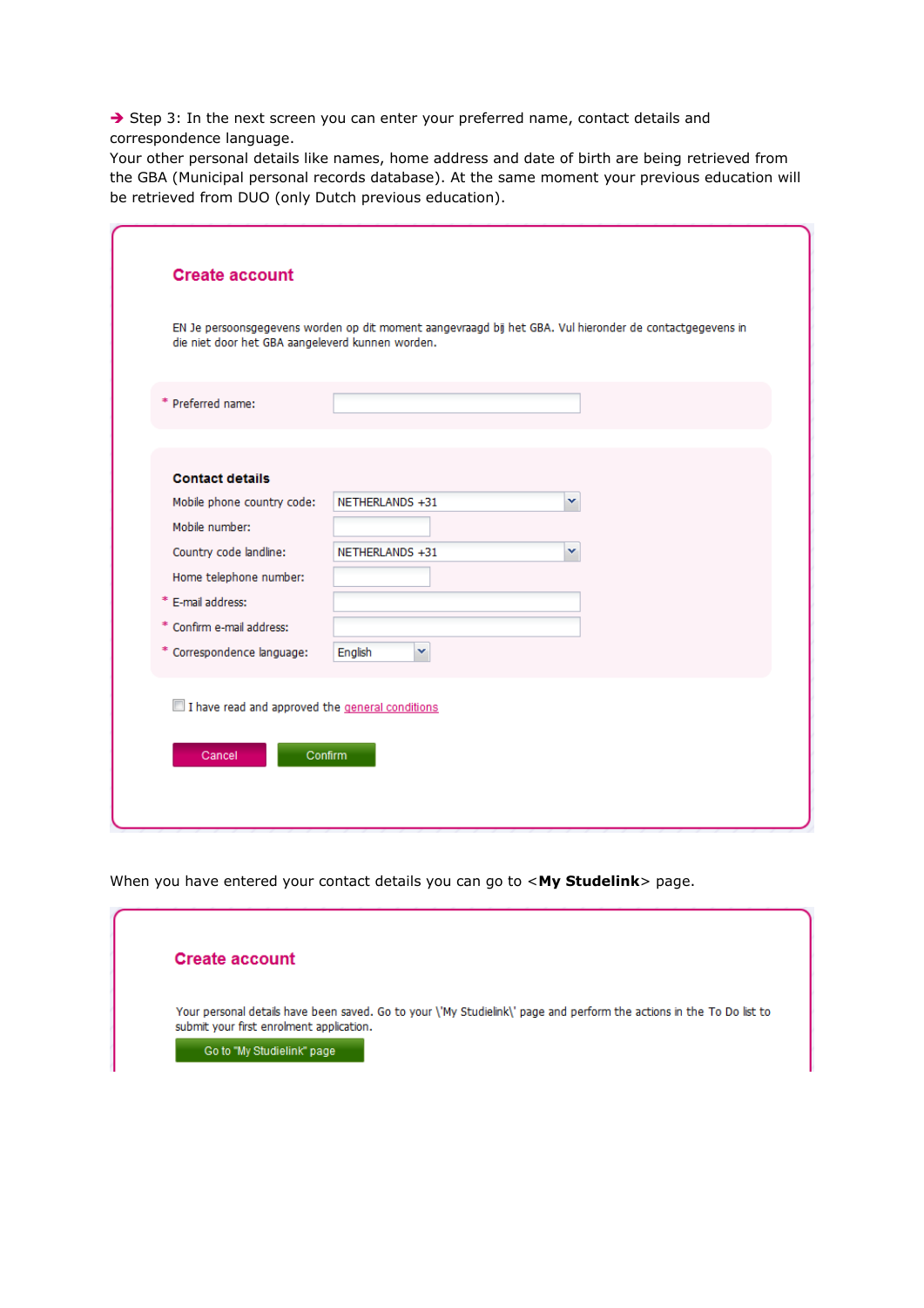➔ Step 3: In the next screen you can enter your preferred name, contact details and correspondence language.
Your other personal details like names, home address and date of birth are being retrieved from the GBA (Municipal personal records database). At the same moment your previous education will be retrieved from DUO (only Dutch previous education).

## Create account

EN Je persoonsgegevens worden op dit moment aangevraagd bij het GBA. Vul hieronder de contactgegevens in die niet door het GBA aangeleverd kunnen worden.

* Preferred name:

**Contact details**

Mobile phone country code: NETHERLANDS +31
Mobile number:
Country code landline: NETHERLANDS +31
Home telephone number:
* E-mail address:
* Confirm e-mail address:
* Correspondence language: English

I have read and approved the general conditions

Cancel   Confirm

When you have entered your contact details you can go to <**My Studelink**> page.

## Create account

Your personal details have been saved. Go to your \'My Studielink\' page and perform the actions in the To Do list to submit your first enrolment application.

Go to "My Studielink" page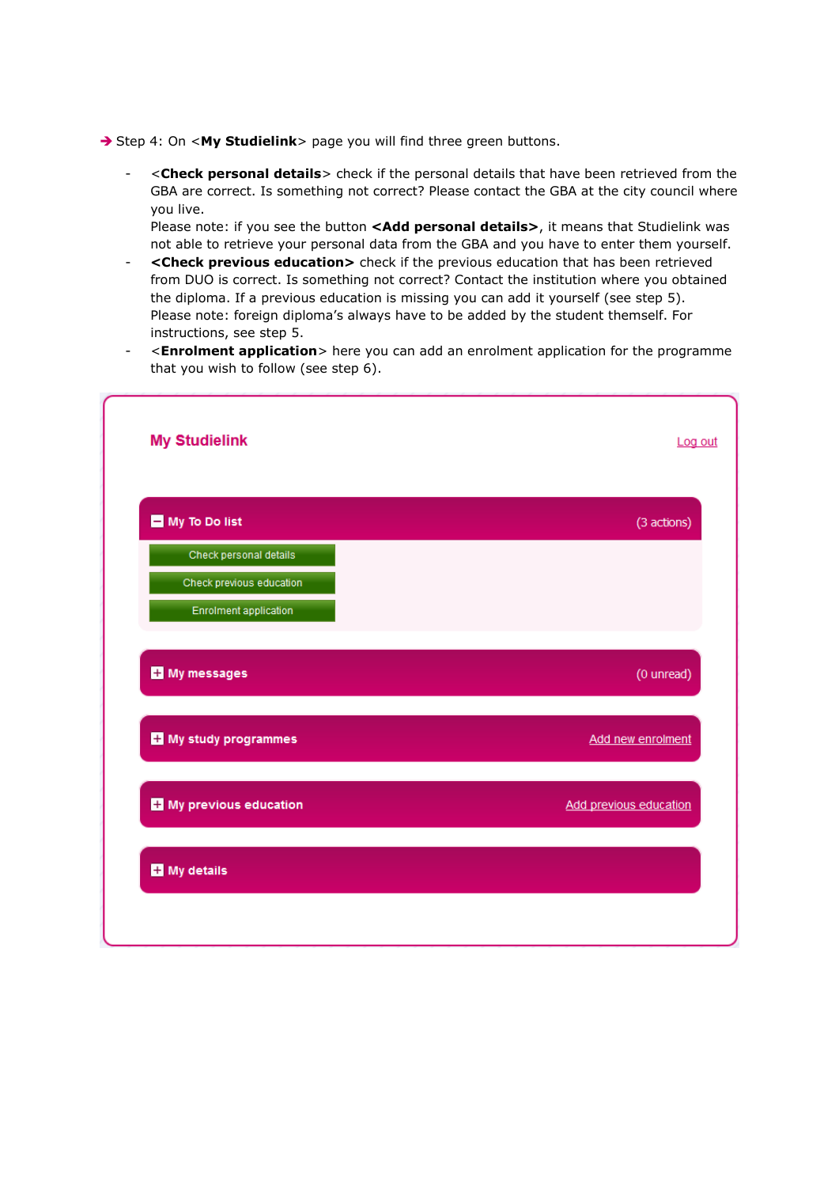➔ Step 4: On <**My Studielink**> page you will find three green buttons.

- <**Check personal details**> check if the personal details that have been retrieved from the GBA are correct. Is something not correct? Please contact the GBA at the city council where you live.
  Please note: if you see the button **<Add personal details>**, it means that Studielink was not able to retrieve your personal data from the GBA and you have to enter them yourself.
- **<Check previous education>** check if the previous education that has been retrieved from DUO is correct. Is something not correct? Contact the institution where you obtained the diploma. If a previous education is missing you can add it yourself (see step 5).
  Please note: foreign diploma's always have to be added by the student themself. For instructions, see step 5.
- <**Enrolment application**> here you can add an enrolment application for the programme that you wish to follow (see step 6).

**My Studielink** — Log out

- **My To Do list** (3 actions)
  - Check personal details
  - Check previous education
  - Enrolment application
- **My messages** (0 unread)
- **My study programmes** — Add new enrolment
- **My previous education** — Add previous education
- **My details**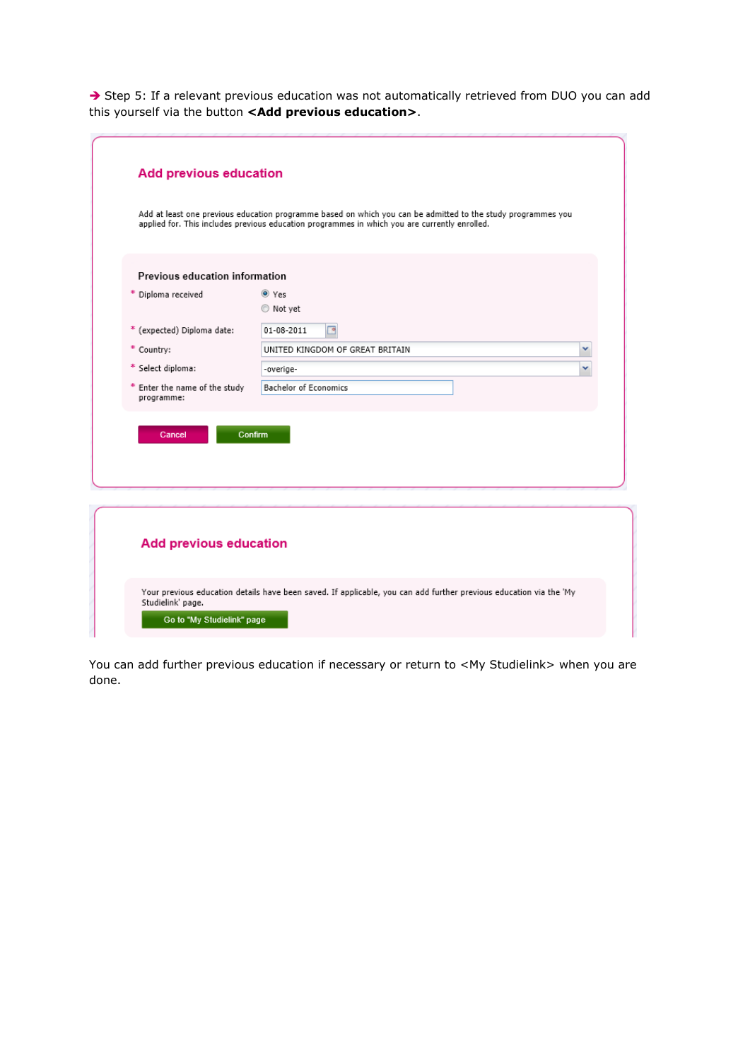→ Step 5: If a relevant previous education was not automatically retrieved from DUO you can add this yourself via the button **<Add previous education>**.

## Add previous education

Add at least one previous education programme based on which you can be admitted to the study programmes you applied for. This includes previous education programmes in which you are currently enrolled.

### Previous education information

| Field | Value |
| --- | --- |
| * Diploma received | (●) Yes ( ) Not yet |
| * (expected) Diploma date: | 01-08-2011 |
| * Country: | UNITED KINGDOM OF GREAT BRITAIN |
| * Select diploma: | -overige- |
| * Enter the name of the study programme: | Bachelor of Economics |

Cancel | Confirm

## Add previous education

Your previous education details have been saved. If applicable, you can add further previous education via the 'My Studielink' page.

Go to "My Studielink" page

You can add further previous education if necessary or return to <My Studielink> when you are done.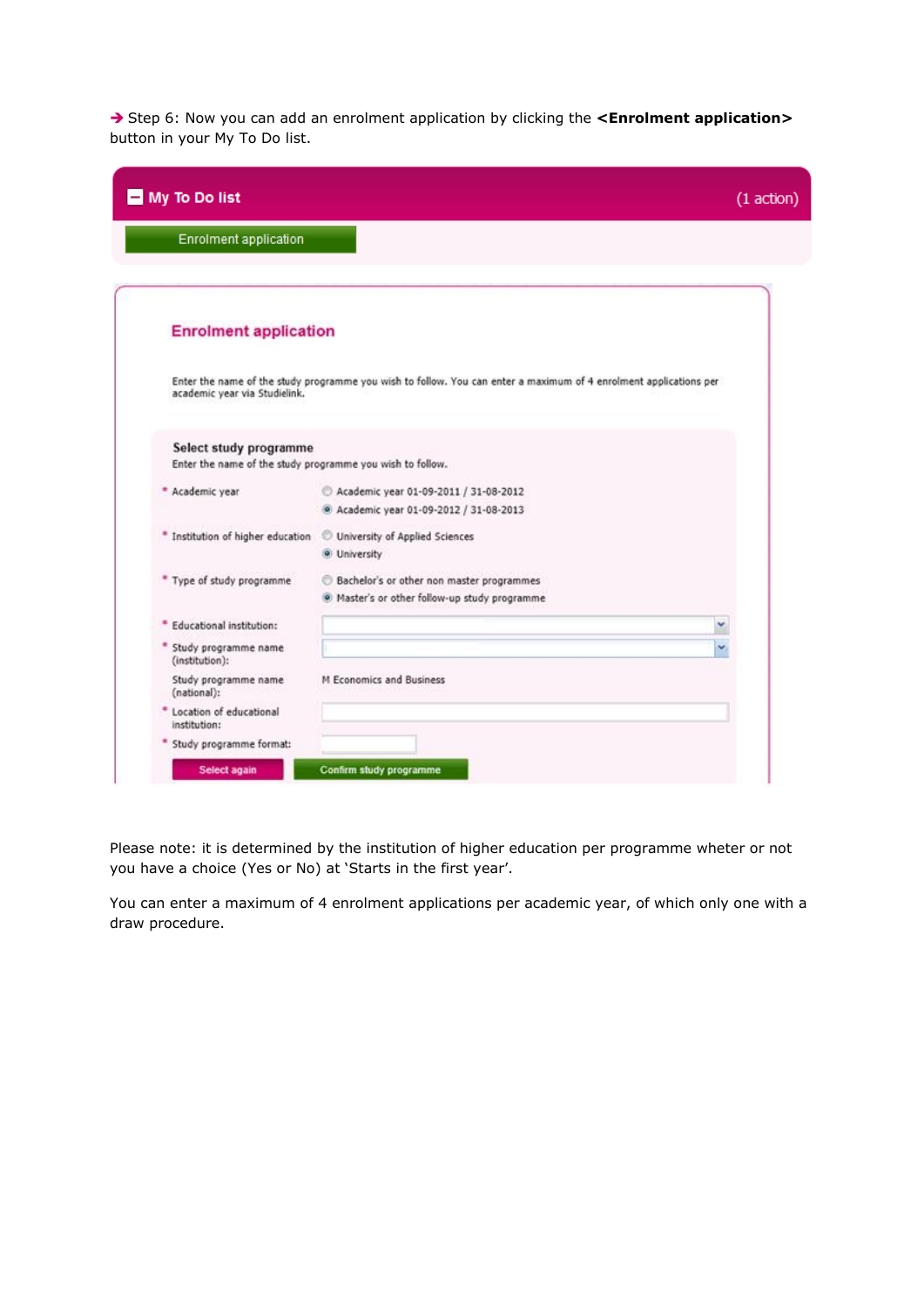➔ Step 6: Now you can add an enrolment application by clicking the **<Enrolment application>** button in your My To Do list.

**My To Do list** (1 action)

Enrolment application

**Enrolment application**

Enter the name of the study programme you wish to follow. You can enter a maximum of 4 enrolment applications per academic year via Studielink.

**Select study programme**

Enter the name of the study programme you wish to follow.

| Field | Value |
| --- | --- |
| * Academic year | ○ Academic year 01-09-2011 / 31-08-2012<br>◉ Academic year 01-09-2012 / 31-08-2013 |
| * Institution of higher education | ○ University of Applied Sciences<br>◉ University |
| * Type of study programme | ○ Bachelor's or other non master programmes<br>◉ Master's or other follow-up study programme |
| * Educational institution: | |
| * Study programme name (institution): | |
| Study programme name (national): | M Economics and Business |
| * Location of educational institution: | |
| * Study programme format: | |

Select again | Confirm study programme

Please note: it is determined by the institution of higher education per programme wheter or not you have a choice (Yes or No) at 'Starts in the first year'.

You can enter a maximum of 4 enrolment applications per academic year, of which only one with a draw procedure.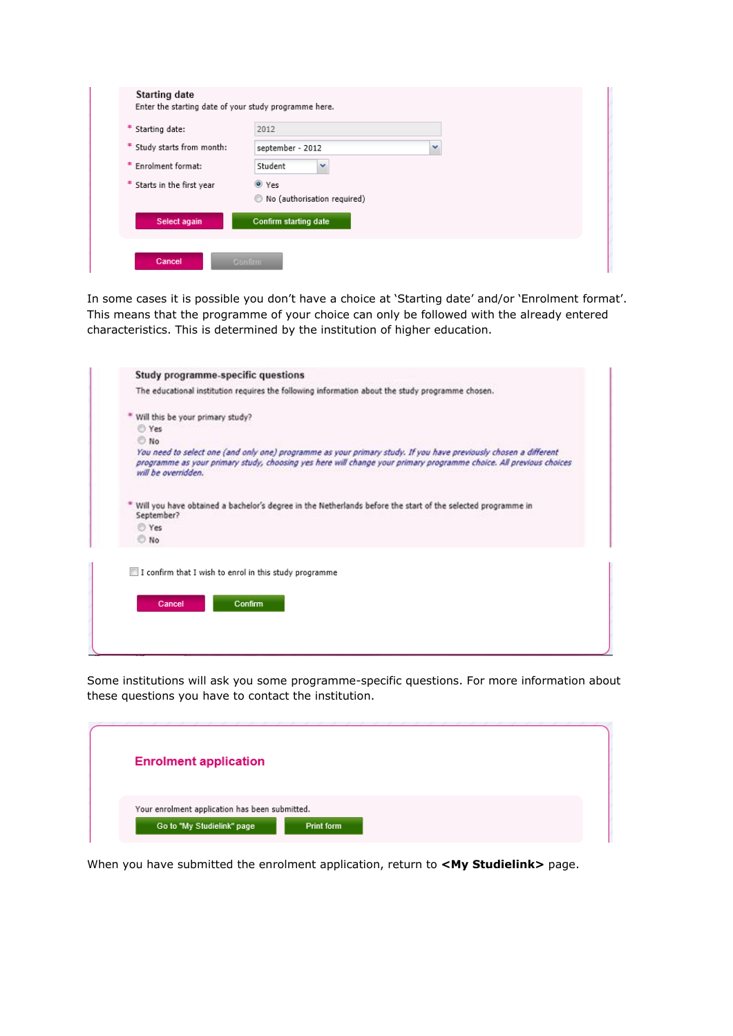**Starting date**

Enter the starting date of your study programme here.

- * Starting date: 2012
- * Study starts from month: september - 2012
- * Enrolment format: Student
- * Starts in the first year
  - Yes
  - No (authorisation required)

Select again | Confirm starting date

Cancel | Confirm

In some cases it is possible you don't have a choice at 'Starting date' and/or 'Enrolment format'. This means that the programme of your choice can only be followed with the already entered characteristics. This is determined by the institution of higher education.

**Study programme-specific questions**

The educational institution requires the following information about the study programme chosen.

- * Will this be your primary study?
  - Yes
  - No

*You need to select one (and only one) programme as your primary study. If you have previously chosen a different programme as your primary study, choosing yes here will change your primary programme choice. All previous choices will be overridden.*

- * Will you have obtained a bachelor's degree in the Netherlands before the start of the selected programme in September?
  - Yes
  - No

I confirm that I wish to enrol in this study programme

Cancel | Confirm

Some institutions will ask you some programme-specific questions. For more information about these questions you have to contact the institution.

**Enrolment application**

Your enrolment application has been submitted.

Go to "My Studielink" page | Print form

When you have submitted the enrolment application, return to **<My Studielink>** page.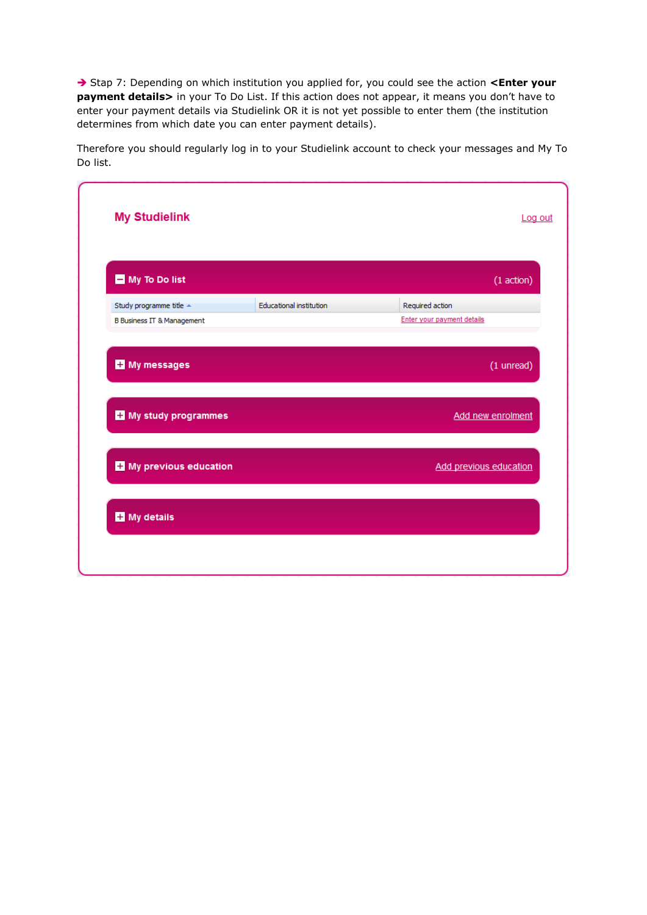➔ Stap 7: Depending on which institution you applied for, you could see the action **<Enter your payment details>** in your To Do List. If this action does not appear, it means you don't have to enter your payment details via Studielink OR it is not yet possible to enter them (the institution determines from which date you can enter payment details).

Therefore you should regularly log in to your Studielink account to check your messages and My To Do list.

**My Studielink** Log out

**My To Do list** (1 action)

| Study programme title | Educational institution | Required action |
| --- | --- | --- |
| B Business IT & Management | | Enter your payment details |

**My messages** (1 unread)

**My study programmes** Add new enrolment

**My previous education** Add previous education

**My details**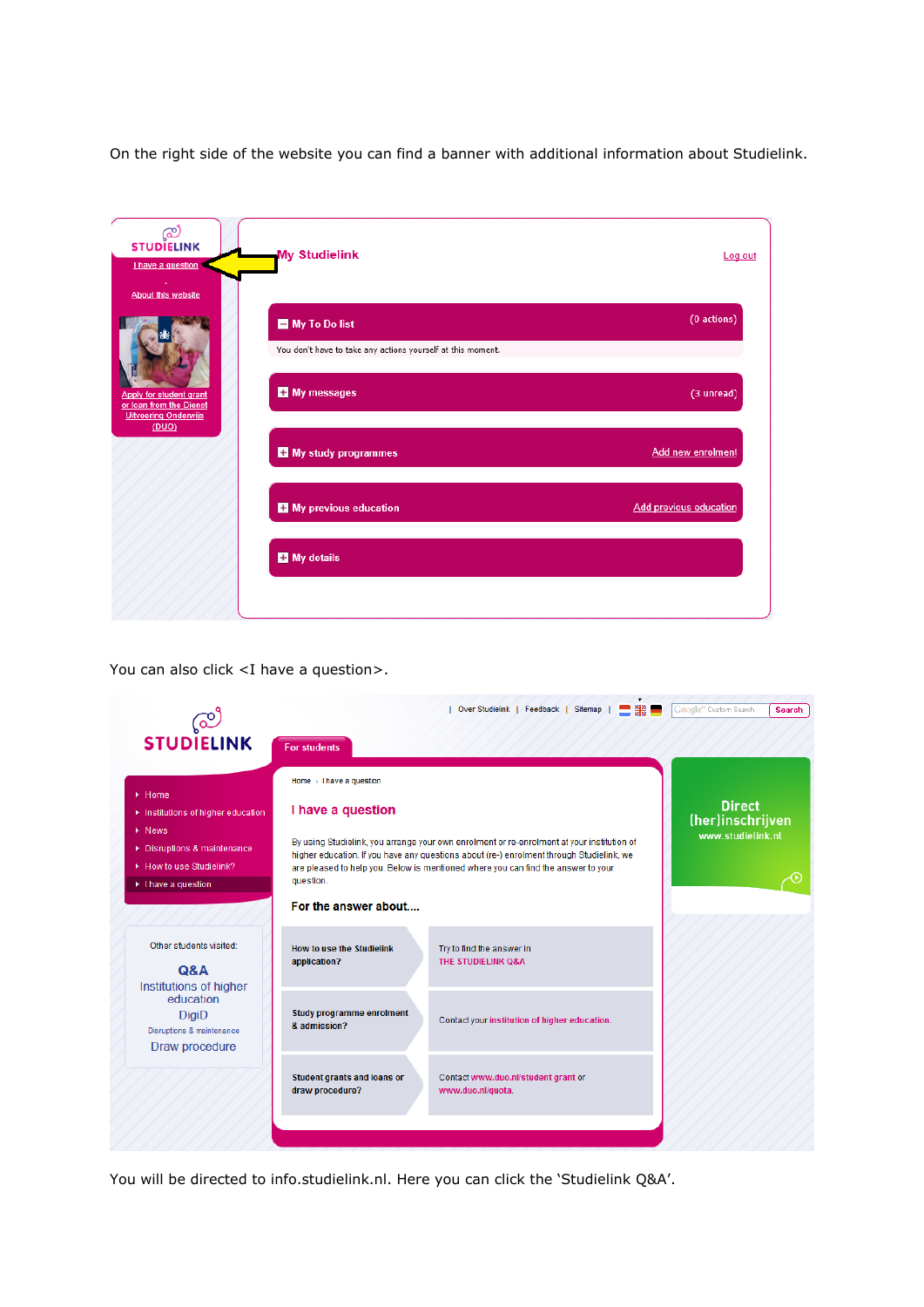On the right side of the website you can find a banner with additional information about Studielink.

You can also click <I have a question>.

You will be directed to info.studielink.nl. Here you can click the 'Studielink Q&A'.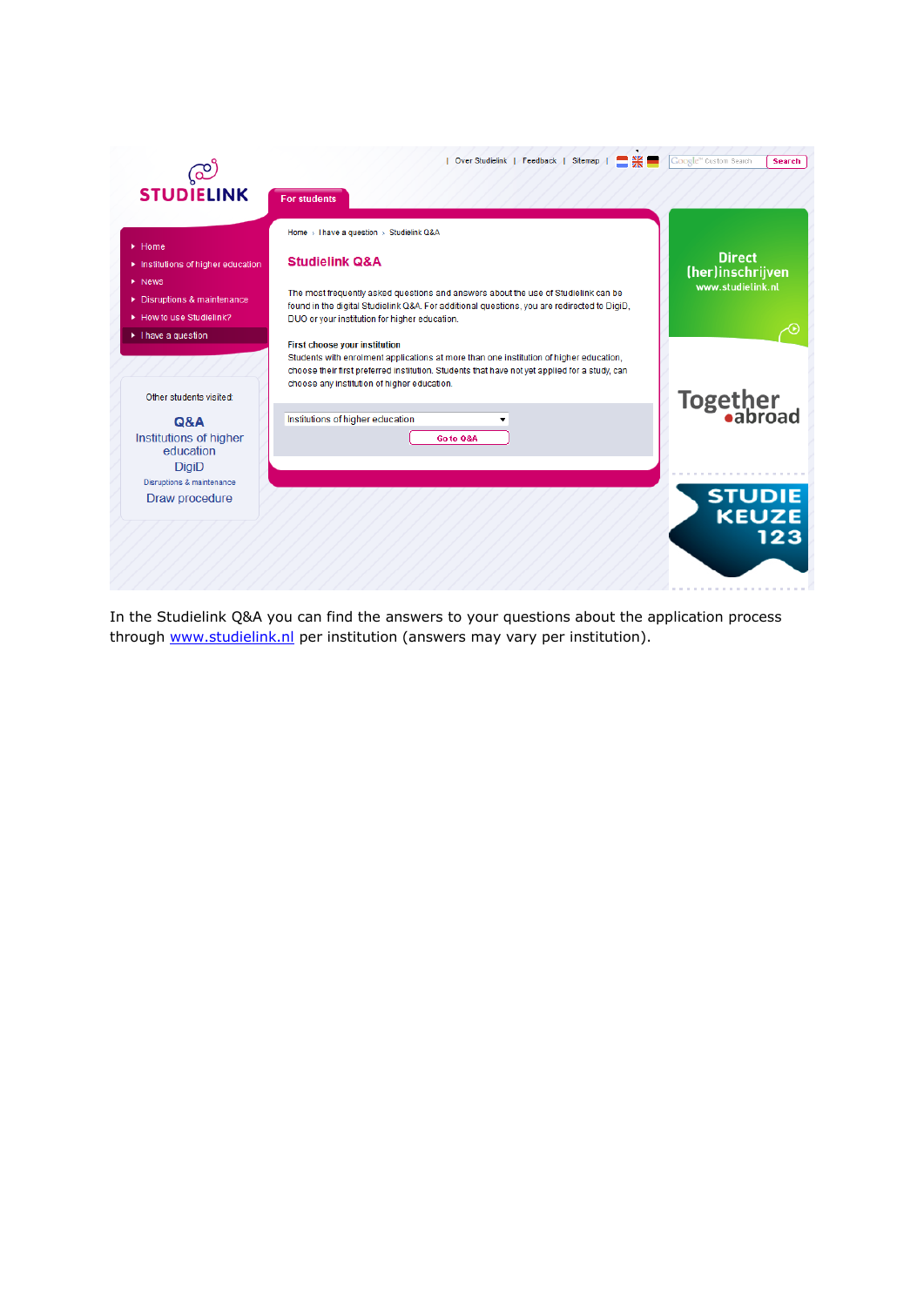In the Studielink Q&A you can find the answers to your questions about the application process through [www.studielink.nl](http://www.studielink.nl) per institution (answers may vary per institution).